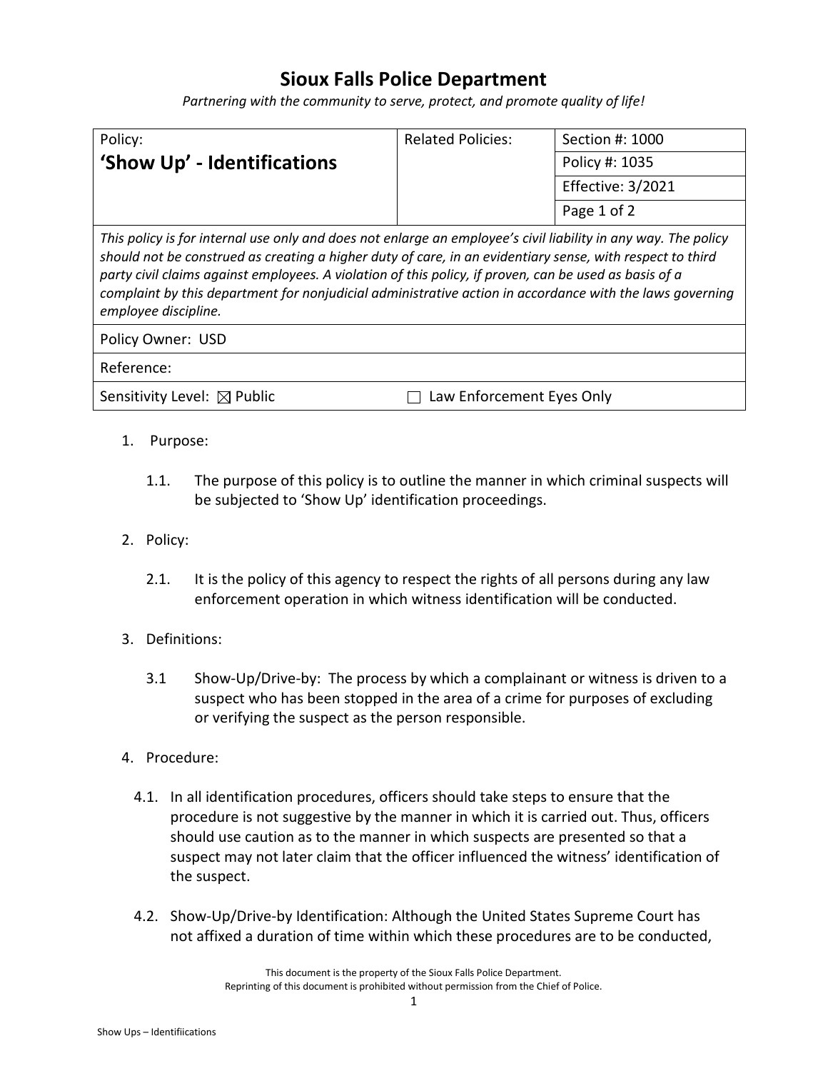# Sioux Falls Police Department

*Partnering with the community to serve, protect, and promote quality of life!*

| Policy: **'Show Up' - Identifications** | Related Policies: | Section #: 1000 |
|---|---|---|
| | | Policy #: 1035 |
| | | Effective: 3/2021 |
| | | Page 1 of 2 |

*This policy is for internal use only and does not enlarge an employee's civil liability in any way. The policy should not be construed as creating a higher duty of care, in an evidentiary sense, with respect to third party civil claims against employees. A violation of this policy, if proven, can be used as basis of a complaint by this department for nonjudicial administrative action in accordance with the laws governing employee discipline.*

Policy Owner: USD

Reference:

Sensitivity Level: ☒ Public ☐ Law Enforcement Eyes Only

1. Purpose:

   1.1. The purpose of this policy is to outline the manner in which criminal suspects will be subjected to 'Show Up' identification proceedings.

2. Policy:

   2.1. It is the policy of this agency to respect the rights of all persons during any law enforcement operation in which witness identification will be conducted.

3. Definitions:

   3.1 Show-Up/Drive-by: The process by which a complainant or witness is driven to a suspect who has been stopped in the area of a crime for purposes of excluding or verifying the suspect as the person responsible.

4. Procedure:

   4.1. In all identification procedures, officers should take steps to ensure that the procedure is not suggestive by the manner in which it is carried out. Thus, officers should use caution as to the manner in which suspects are presented so that a suspect may not later claim that the officer influenced the witness' identification of the suspect.

   4.2. Show-Up/Drive-by Identification: Although the United States Supreme Court has not affixed a duration of time within which these procedures are to be conducted,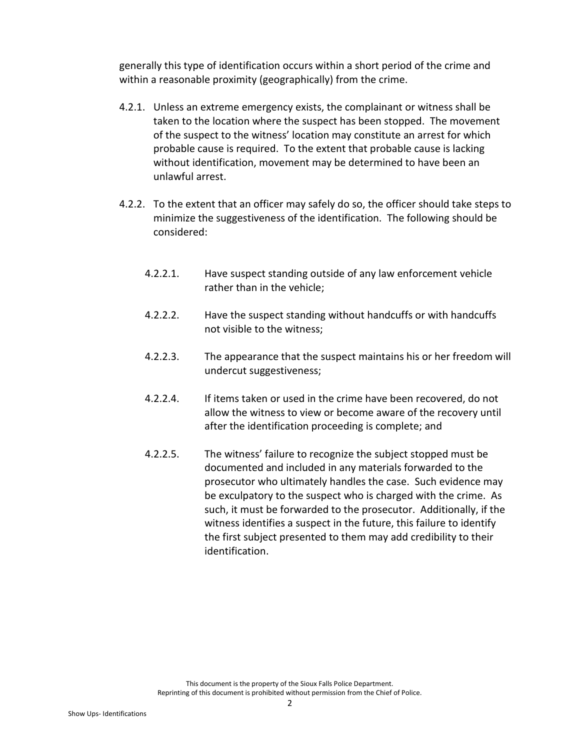generally this type of identification occurs within a short period of the crime and within a reasonable proximity (geographically) from the crime.

4.2.1. Unless an extreme emergency exists, the complainant or witness shall be taken to the location where the suspect has been stopped. The movement of the suspect to the witness' location may constitute an arrest for which probable cause is required. To the extent that probable cause is lacking without identification, movement may be determined to have been an unlawful arrest.

4.2.2. To the extent that an officer may safely do so, the officer should take steps to minimize the suggestiveness of the identification. The following should be considered:

4.2.2.1. Have suspect standing outside of any law enforcement vehicle rather than in the vehicle;

4.2.2.2. Have the suspect standing without handcuffs or with handcuffs not visible to the witness;

4.2.2.3. The appearance that the suspect maintains his or her freedom will undercut suggestiveness;

4.2.2.4. If items taken or used in the crime have been recovered, do not allow the witness to view or become aware of the recovery until after the identification proceeding is complete; and

4.2.2.5. The witness' failure to recognize the subject stopped must be documented and included in any materials forwarded to the prosecutor who ultimately handles the case. Such evidence may be exculpatory to the suspect who is charged with the crime. As such, it must be forwarded to the prosecutor. Additionally, if the witness identifies a suspect in the future, this failure to identify the first subject presented to them may add credibility to their identification.

This document is the property of the Sioux Falls Police Department.
Reprinting of this document is prohibited without permission from the Chief of Police.